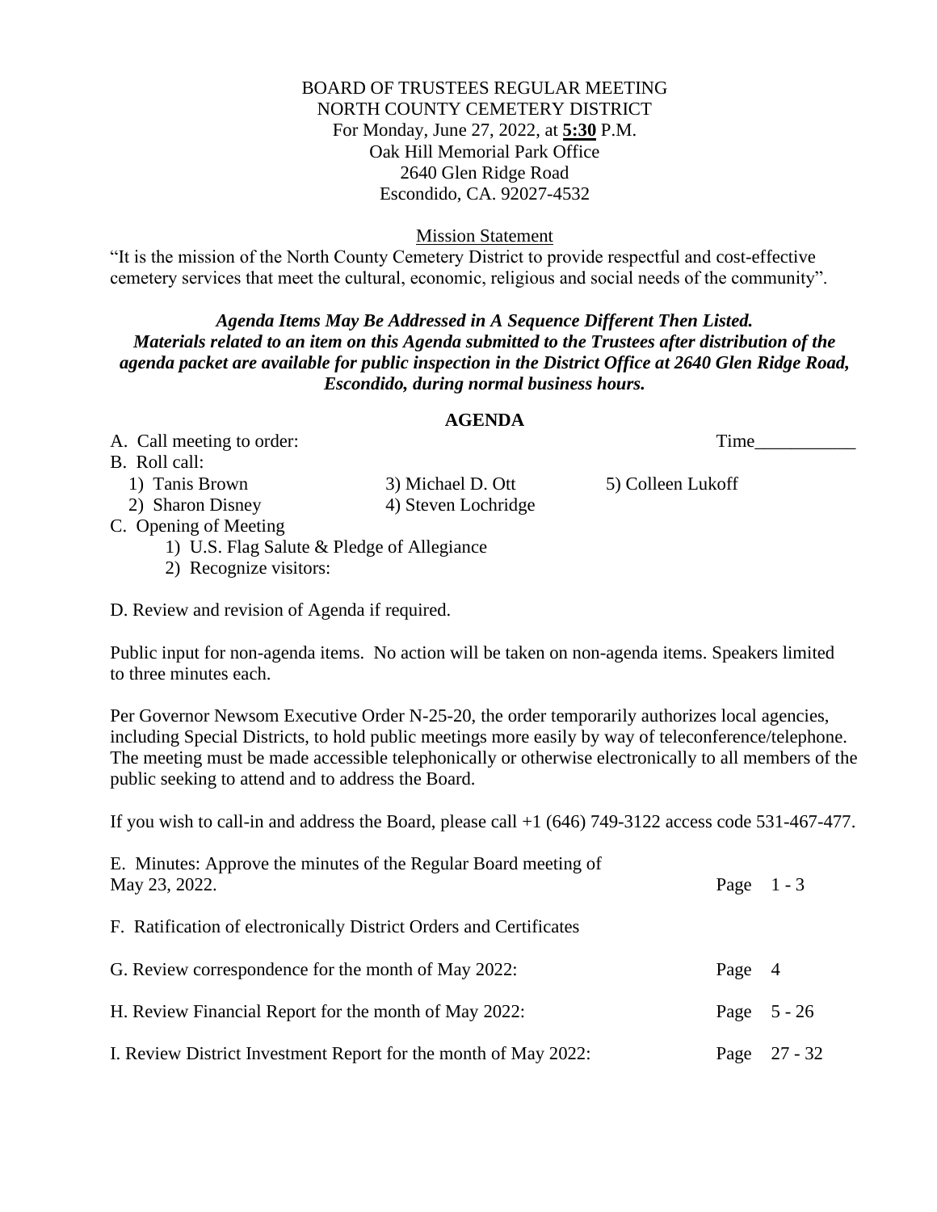BOARD OF TRUSTEES REGULAR MEETING
NORTH COUNTY CEMETERY DISTRICT
For Monday, June 27, 2022, at **5:30** P.M.
Oak Hill Memorial Park Office
2640 Glen Ridge Road
Escondido, CA. 92027-4532

Mission Statement

"It is the mission of the North County Cemetery District to provide respectful and cost-effective cemetery services that meet the cultural, economic, religious and social needs of the community".

***Agenda Items May Be Addressed in A Sequence Different Then Listed. Materials related to an item on this Agenda submitted to the Trustees after distribution of the agenda packet are available for public inspection in the District Office at 2640 Glen Ridge Road, Escondido, during normal business hours.***

**AGENDA**

A. Call meeting to order: Time___________

B. Roll call:
1) Tanis Brown
2) Sharon Disney
3) Michael D. Ott
4) Steven Lochridge
5) Colleen Lukoff

C. Opening of Meeting
1) U.S. Flag Salute & Pledge of Allegiance
2) Recognize visitors:

D. Review and revision of Agenda if required.

Public input for non-agenda items. No action will be taken on non-agenda items. Speakers limited to three minutes each.

Per Governor Newsom Executive Order N-25-20, the order temporarily authorizes local agencies, including Special Districts, to hold public meetings more easily by way of teleconference/telephone. The meeting must be made accessible telephonically or otherwise electronically to all members of the public seeking to attend and to address the Board.

If you wish to call-in and address the Board, please call +1 (646) 749-3122 access code 531-467-477.

E. Minutes: Approve the minutes of the Regular Board meeting of May 23, 2022. Page 1 - 3

F. Ratification of electronically District Orders and Certificates

G. Review correspondence for the month of May 2022: Page 4

H. Review Financial Report for the month of May 2022: Page 5 - 26

I. Review District Investment Report for the month of May 2022: Page 27 - 32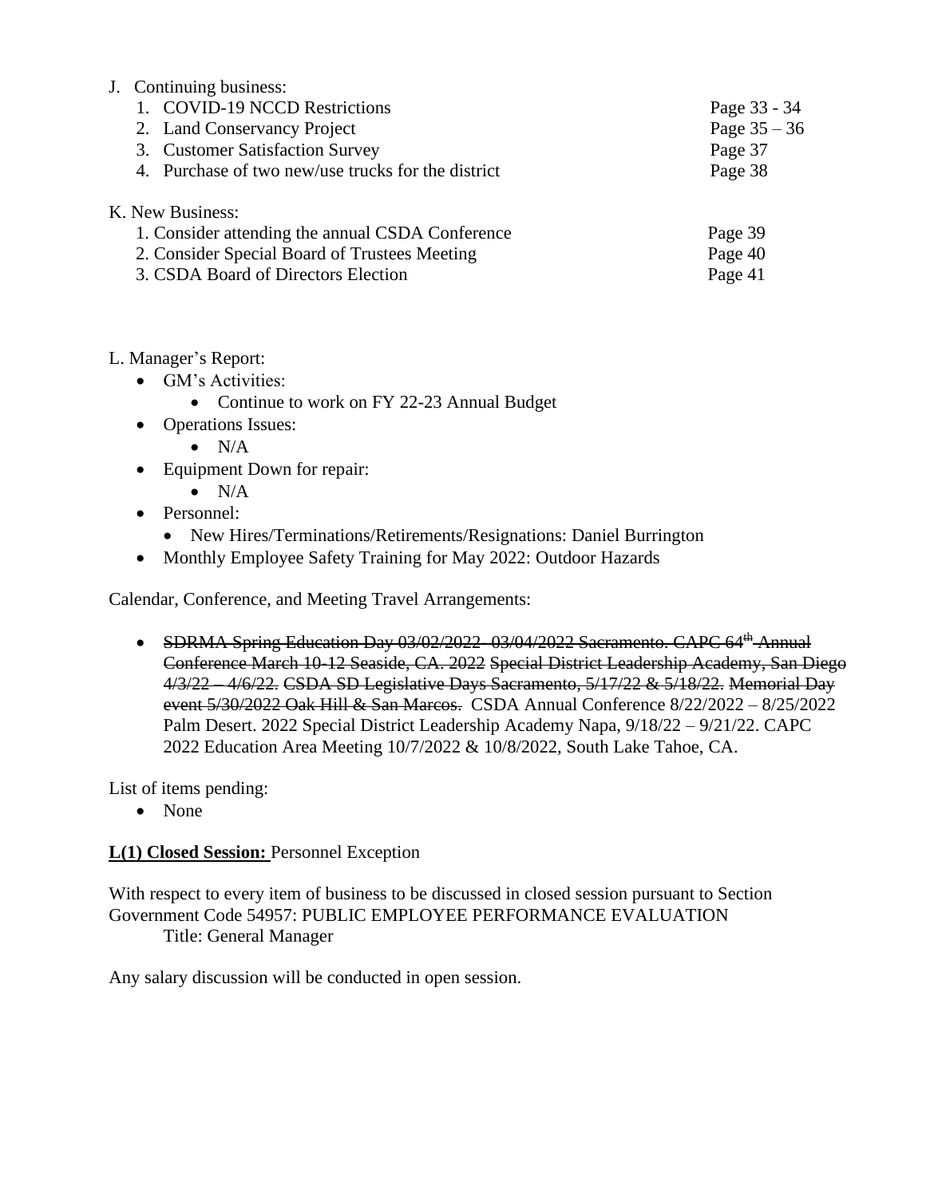J. Continuing business:

| | |
|---|---|
| 1. COVID-19 NCCD Restrictions | Page 33 - 34 |
| 2. Land Conservancy Project | Page 35 – 36 |
| 3. Customer Satisfaction Survey | Page 37 |
| 4. Purchase of two new/use trucks for the district | Page 38 |

K. New Business:

| | |
|---|---|
| 1. Consider attending the annual CSDA Conference | Page 39 |
| 2. Consider Special Board of Trustees Meeting | Page 40 |
| 3. CSDA Board of Directors Election | Page 41 |

L. Manager's Report:

- GM's Activities:
  - Continue to work on FY 22-23 Annual Budget
- Operations Issues:
  - N/A
- Equipment Down for repair:
  - N/A
- Personnel:
  - New Hires/Terminations/Retirements/Resignations: Daniel Burrington
- Monthly Employee Safety Training for May 2022: Outdoor Hazards

Calendar, Conference, and Meeting Travel Arrangements:

- ~~SDRMA Spring Education Day 03/02/2022- 03/04/2022 Sacramento. CAPC 64th Annual Conference March 10-12 Seaside, CA. 2022~~ ~~Special District Leadership Academy, San Diego 4/3/22 – 4/6/22.~~ ~~CSDA SD Legislative Days Sacramento, 5/17/22 & 5/18/22.~~ ~~Memorial Day event 5/30/2022 Oak Hill & San Marcos.~~ CSDA Annual Conference 8/22/2022 – 8/25/2022 Palm Desert. 2022 Special District Leadership Academy Napa, 9/18/22 – 9/21/22. CAPC 2022 Education Area Meeting 10/7/2022 & 10/8/2022, South Lake Tahoe, CA.

List of items pending:

- None

**L(1) Closed Session:** Personnel Exception

With respect to every item of business to be discussed in closed session pursuant to Section Government Code 54957: PUBLIC EMPLOYEE PERFORMANCE EVALUATION
Title: General Manager

Any salary discussion will be conducted in open session.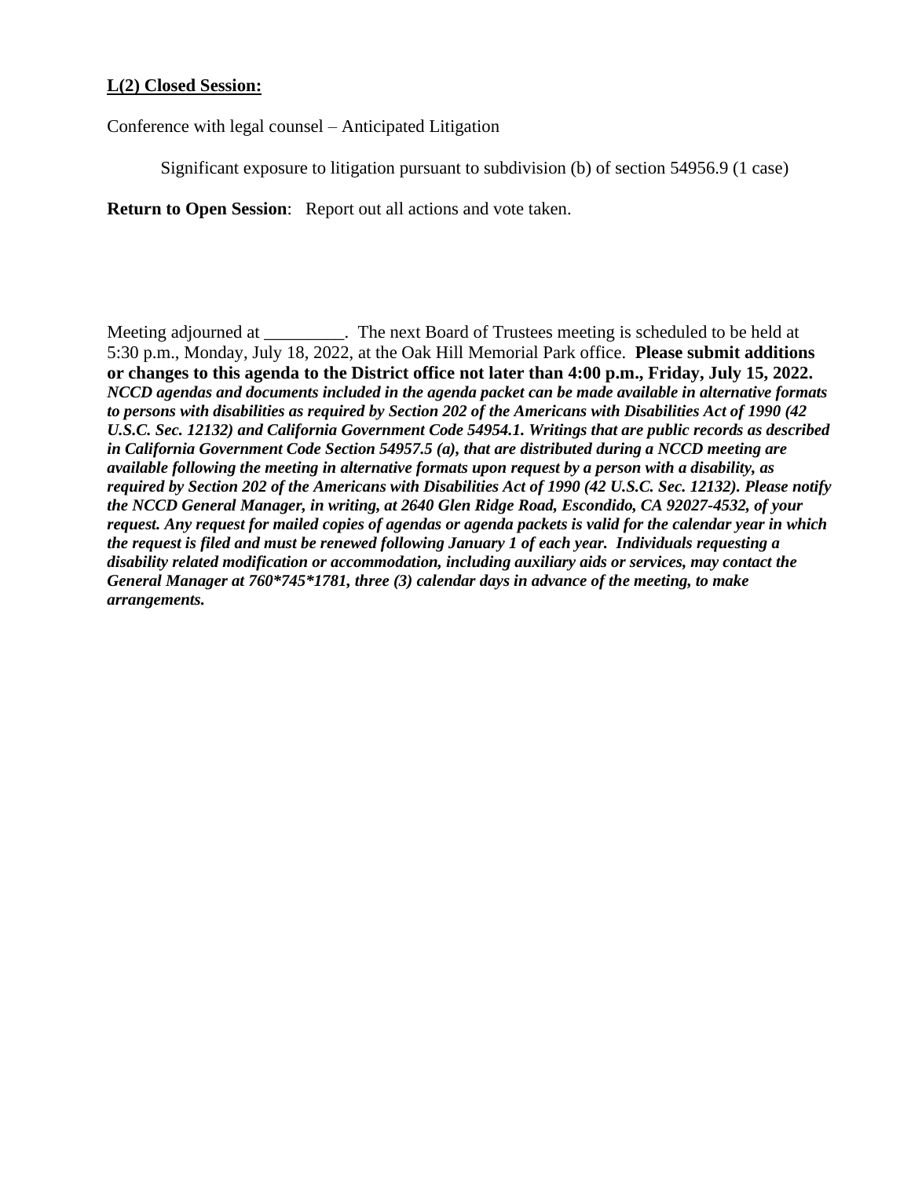**L(2) Closed Session:**

Conference with legal counsel – Anticipated Litigation

Significant exposure to litigation pursuant to subdivision (b) of section 54956.9 (1 case)

**Return to Open Session**: Report out all actions and vote taken.

Meeting adjourned at _________. The next Board of Trustees meeting is scheduled to be held at 5:30 p.m., Monday, July 18, 2022, at the Oak Hill Memorial Park office. **Please submit additions or changes to this agenda to the District office not later than 4:00 p.m., Friday, July 15, 2022.** ***NCCD agendas and documents included in the agenda packet can be made available in alternative formats to persons with disabilities as required by Section 202 of the Americans with Disabilities Act of 1990 (42 U.S.C. Sec. 12132) and California Government Code 54954.1. Writings that are public records as described in California Government Code Section 54957.5 (a), that are distributed during a NCCD meeting are available following the meeting in alternative formats upon request by a person with a disability, as required by Section 202 of the Americans with Disabilities Act of 1990 (42 U.S.C. Sec. 12132). Please notify the NCCD General Manager, in writing, at 2640 Glen Ridge Road, Escondido, CA 92027-4532, of your request. Any request for mailed copies of agendas or agenda packets is valid for the calendar year in which the request is filed and must be renewed following January 1 of each year. Individuals requesting a disability related modification or accommodation, including auxiliary aids or services, may contact the General Manager at 760*745*1781, three (3) calendar days in advance of the meeting, to make arrangements.***